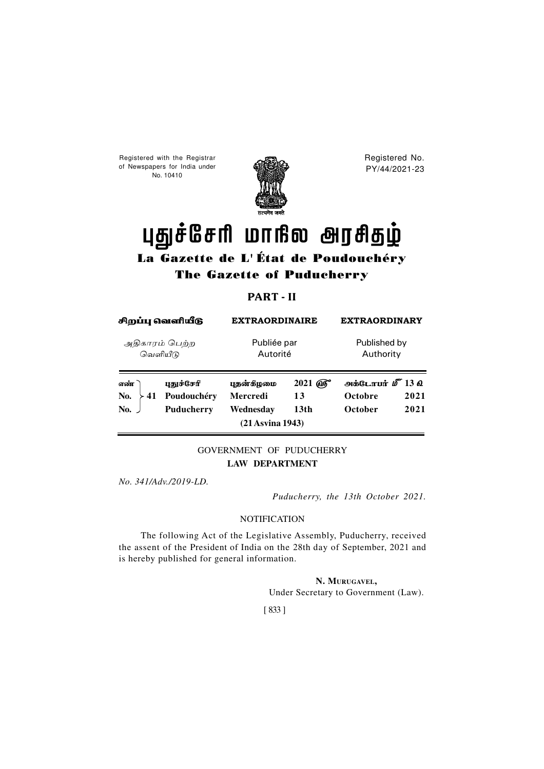Registered with the Registrar of Newspapers for India under No. 10410

Registered No. PY/44/2021-23

सत्यमेव जयते

# புதுச்சேரி மாநில அரசிதழ்

## La Gazette de L' État de Poudouchéry

## The Gazette of Puducherry

### PART - II

| சிறப்பு வெளியீடு | EXTRAORDINAIRE | EXTRAORDINARY |
|---|---|---|
| அதிகாரம் பெற்ற வெளியீடு | Publiée par Autorité | Published by Authority |

| | | | | | | |
|---|---|---|---|---|---|---|
| எண் | 41 | புதுச்சேரி | புதன்கிழமை | 2021 ஆம் | அக்டோபர் மீ 13 உ | |
| No. | 41 | Poudouchéry | Mercredi | 13 | Octobre | 2021 |
| No. | 41 | Puducherry | Wednesday | 13th | October | 2021 |
| | | | (21 Asvina 1943) | | | |

GOVERNMENT OF PUDUCHERRY

**LAW DEPARTMENT**

*No. 341/Adv./2019-LD.*

*Puducherry, the 13th October 2021.*

NOTIFICATION

The following Act of the Legislative Assembly, Puducherry, received the assent of the President of India on the 28th day of September, 2021 and is hereby published for general information.

**N. Murugavel,**
Under Secretary to Government (Law).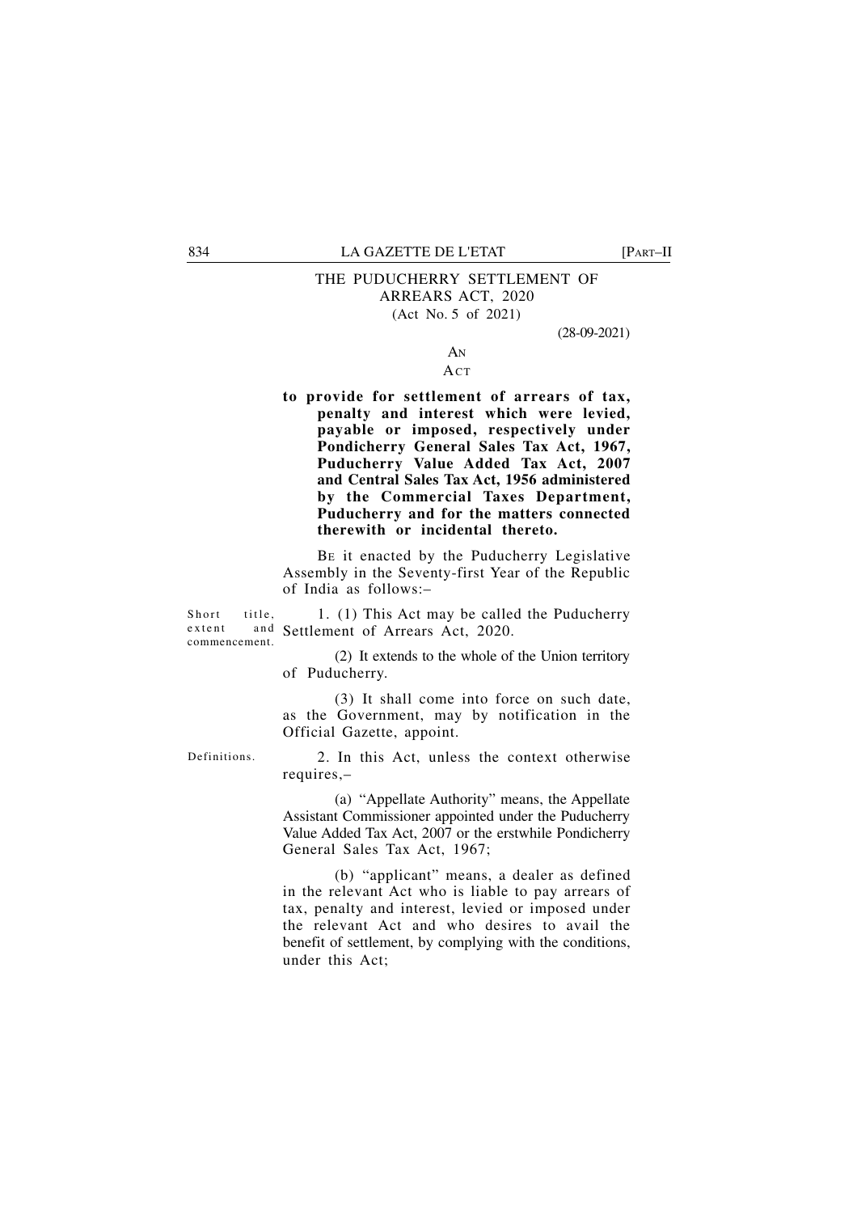# THE PUDUCHERRY SETTLEMENT OF ARREARS ACT, 2020

(Act No. 5 of 2021)

(28-09-2021)

AN

ACT

**to provide for settlement of arrears of tax, penalty and interest which were levied, payable or imposed, respectively under Pondicherry General Sales Tax Act, 1967, Puducherry Value Added Tax Act, 2007 and Central Sales Tax Act, 1956 administered by the Commercial Taxes Department, Puducherry and for the matters connected therewith or incidental thereto.**

BE it enacted by the Puducherry Legislative Assembly in the Seventy-first Year of the Republic of India as follows:–

Short title, extent and commencement.

1. (1) This Act may be called the Puducherry Settlement of Arrears Act, 2020.

(2) It extends to the whole of the Union territory of Puducherry.

(3) It shall come into force on such date, as the Government, may by notification in the Official Gazette, appoint.

Definitions.

2. In this Act, unless the context otherwise requires,–

(a) "Appellate Authority" means, the Appellate Assistant Commissioner appointed under the Puducherry Value Added Tax Act, 2007 or the erstwhile Pondicherry General Sales Tax Act, 1967;

(b) "applicant" means, a dealer as defined in the relevant Act who is liable to pay arrears of tax, penalty and interest, levied or imposed under the relevant Act and who desires to avail the benefit of settlement, by complying with the conditions, under this Act;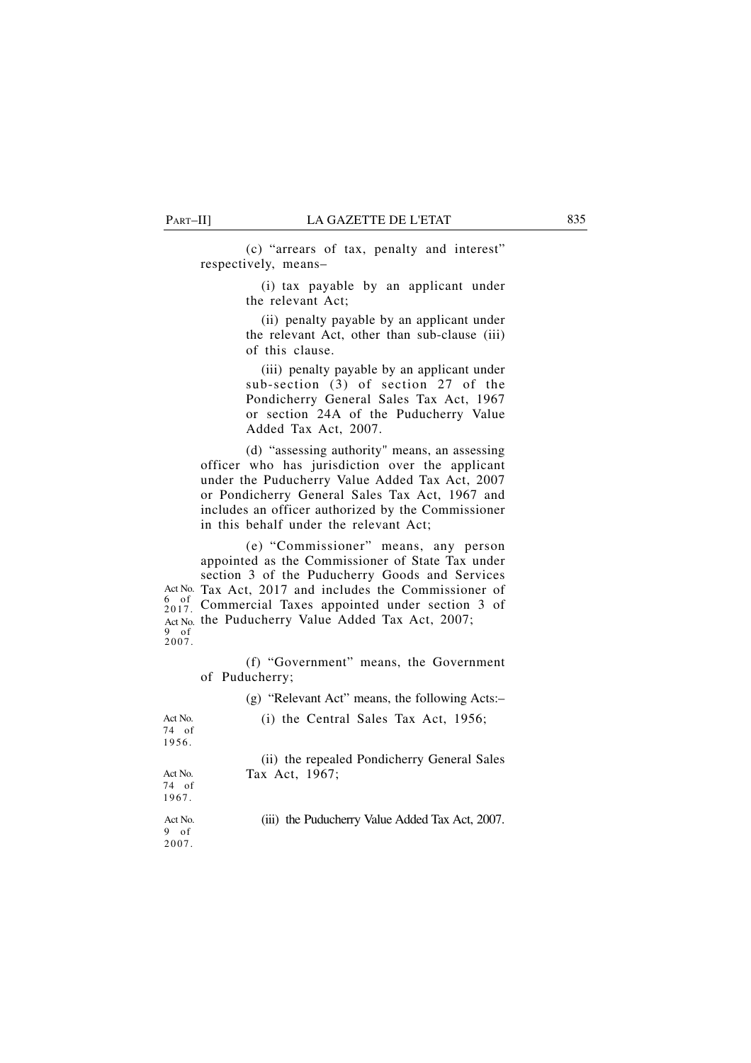(c) "arrears of tax, penalty and interest" respectively, means–

(i) tax payable by an applicant under the relevant Act;

(ii) penalty payable by an applicant under the relevant Act, other than sub-clause (iii) of this clause.

(iii) penalty payable by an applicant under sub-section (3) of section 27 of the Pondicherry General Sales Tax Act, 1967 or section 24A of the Puducherry Value Added Tax Act, 2007.

(d) "assessing authority" means, an assessing officer who has jurisdiction over the applicant under the Puducherry Value Added Tax Act, 2007 or Pondicherry General Sales Tax Act, 1967 and includes an officer authorized by the Commissioner in this behalf under the relevant Act;

(e) "Commissioner" means, any person appointed as the Commissioner of State Tax under section 3 of the Puducherry Goods and Services Tax Act, 2017 and includes the Commissioner of Commercial Taxes appointed under section 3 of the Puducherry Value Added Tax Act, 2007;

Act No. 6 of 2017.
Act No. 9 of 2007.

(f) "Government" means, the Government of Puducherry;

(g) "Relevant Act" means, the following Acts:–

(i) the Central Sales Tax Act, 1956; (Act No. 74 of 1956.)

(ii) the repealed Pondicherry General Sales Tax Act, 1967; (Act No. 74 of 1967.)

(iii) the Puducherry Value Added Tax Act, 2007. (Act No. 9 of 2007.)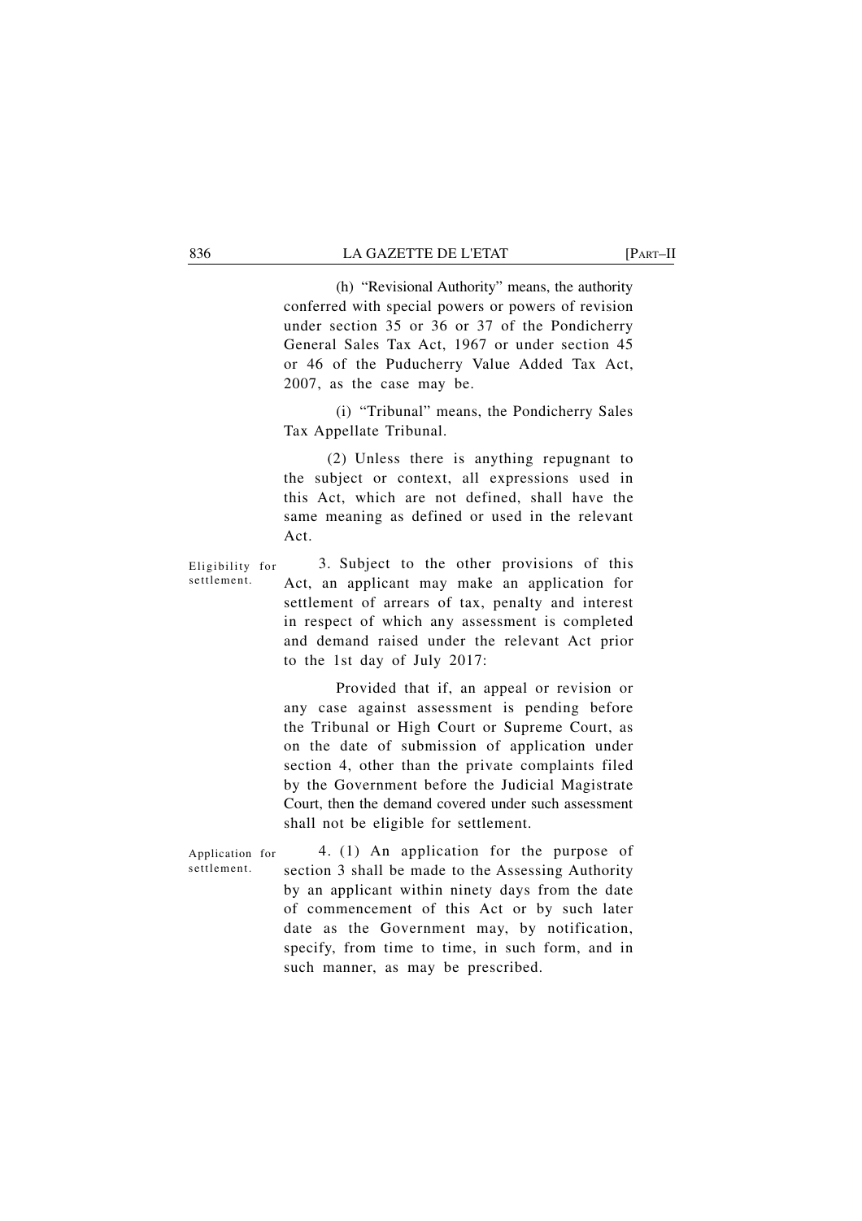(h) "Revisional Authority" means, the authority conferred with special powers or powers of revision under section 35 or 36 or 37 of the Pondicherry General Sales Tax Act, 1967 or under section 45 or 46 of the Puducherry Value Added Tax Act, 2007, as the case may be.

(i) "Tribunal" means, the Pondicherry Sales Tax Appellate Tribunal.

(2) Unless there is anything repugnant to the subject or context, all expressions used in this Act, which are not defined, shall have the same meaning as defined or used in the relevant Act.

*Eligibility for settlement.*

3. Subject to the other provisions of this Act, an applicant may make an application for settlement of arrears of tax, penalty and interest in respect of which any assessment is completed and demand raised under the relevant Act prior to the 1st day of July 2017:

Provided that if, an appeal or revision or any case against assessment is pending before the Tribunal or High Court or Supreme Court, as on the date of submission of application under section 4, other than the private complaints filed by the Government before the Judicial Magistrate Court, then the demand covered under such assessment shall not be eligible for settlement.

*Application for settlement.*

4. (1) An application for the purpose of section 3 shall be made to the Assessing Authority by an applicant within ninety days from the date of commencement of this Act or by such later date as the Government may, by notification, specify, from time to time, in such form, and in such manner, as may be prescribed.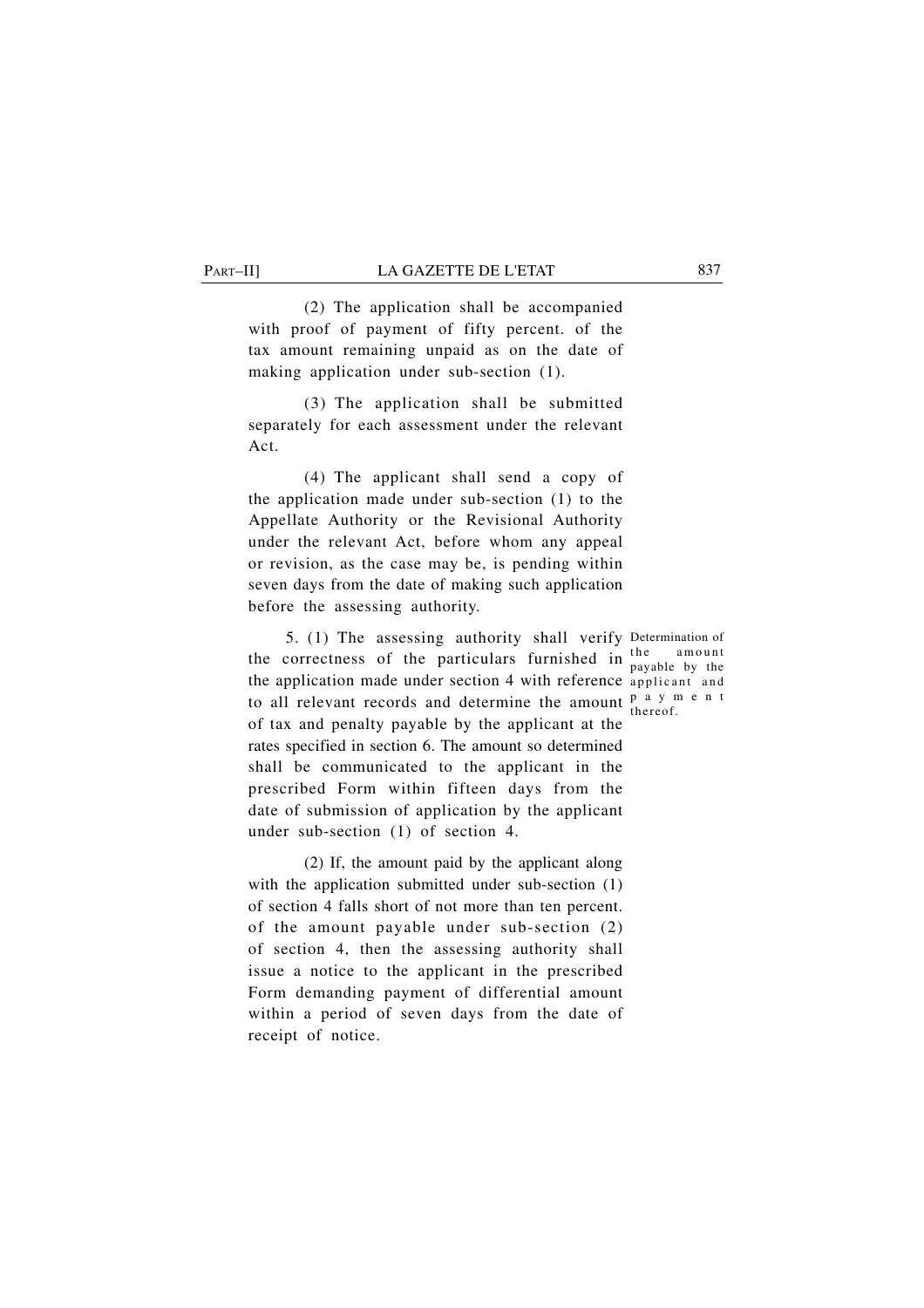(2) The application shall be accompanied with proof of payment of fifty percent. of the tax amount remaining unpaid as on the date of making application under sub-section (1).

(3) The application shall be submitted separately for each assessment under the relevant Act.

(4) The applicant shall send a copy of the application made under sub-section (1) to the Appellate Authority or the Revisional Authority under the relevant Act, before whom any appeal or revision, as the case may be, is pending within seven days from the date of making such application before the assessing authority.

*Determination of the amount payable by the applicant and payment thereof.*

5. (1) The assessing authority shall verify the correctness of the particulars furnished in the application made under section 4 with reference to all relevant records and determine the amount of tax and penalty payable by the applicant at the rates specified in section 6. The amount so determined shall be communicated to the applicant in the prescribed Form within fifteen days from the date of submission of application by the applicant under sub-section (1) of section 4.

(2) If, the amount paid by the applicant along with the application submitted under sub-section (1) of section 4 falls short of not more than ten percent. of the amount payable under sub-section (2) of section 4, then the assessing authority shall issue a notice to the applicant in the prescribed Form demanding payment of differential amount within a period of seven days from the date of receipt of notice.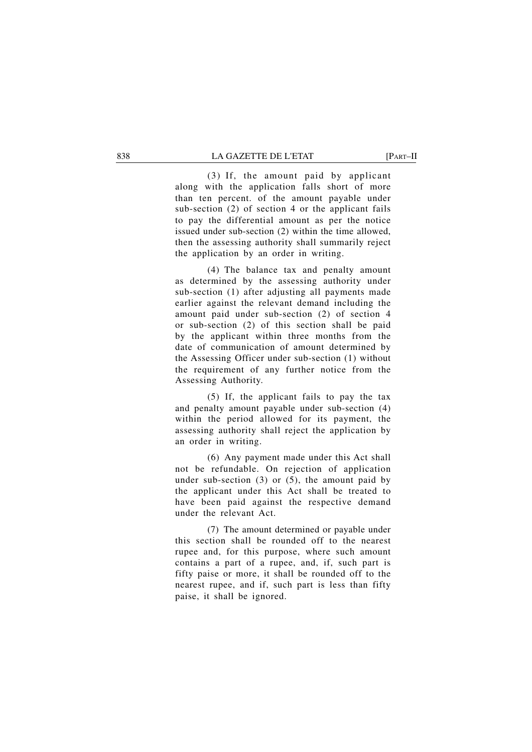(3) If, the amount paid by applicant along with the application falls short of more than ten percent. of the amount payable under sub-section (2) of section 4 or the applicant fails to pay the differential amount as per the notice issued under sub-section (2) within the time allowed, then the assessing authority shall summarily reject the application by an order in writing.

(4) The balance tax and penalty amount as determined by the assessing authority under sub-section (1) after adjusting all payments made earlier against the relevant demand including the amount paid under sub-section (2) of section 4 or sub-section (2) of this section shall be paid by the applicant within three months from the date of communication of amount determined by the Assessing Officer under sub-section (1) without the requirement of any further notice from the Assessing Authority.

(5) If, the applicant fails to pay the tax and penalty amount payable under sub-section (4) within the period allowed for its payment, the assessing authority shall reject the application by an order in writing.

(6) Any payment made under this Act shall not be refundable. On rejection of application under sub-section (3) or (5), the amount paid by the applicant under this Act shall be treated to have been paid against the respective demand under the relevant Act.

(7) The amount determined or payable under this section shall be rounded off to the nearest rupee and, for this purpose, where such amount contains a part of a rupee, and, if, such part is fifty paise or more, it shall be rounded off to the nearest rupee, and if, such part is less than fifty paise, it shall be ignored.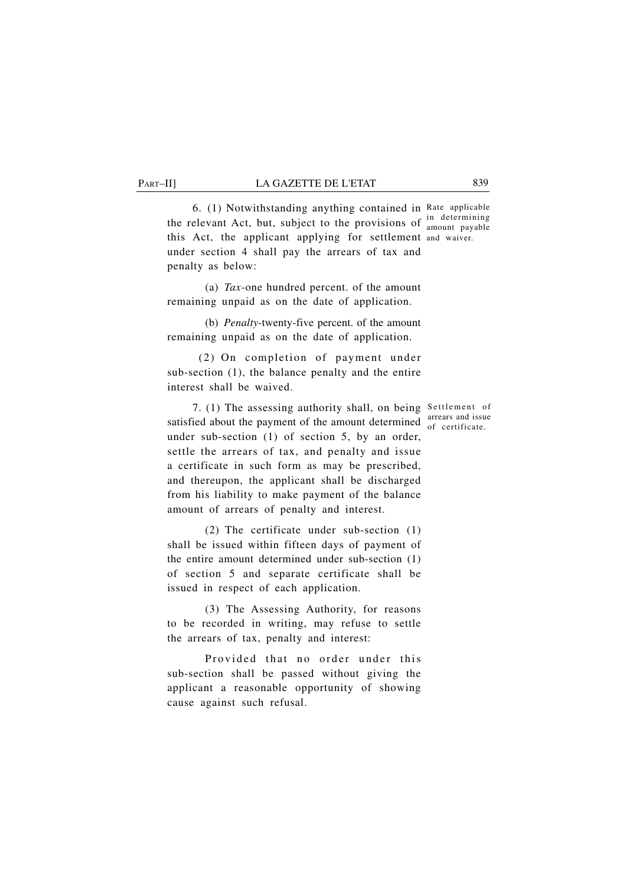6. (1) Notwithstanding anything contained in the relevant Act, but, subject to the provisions of this Act, the applicant applying for settlement under section 4 shall pay the arrears of tax and penalty as below:

Rate applicable in determining amount payable and waiver.

(a) *Tax*-one hundred percent. of the amount remaining unpaid as on the date of application.

(b) *Penalty*-twenty-five percent. of the amount remaining unpaid as on the date of application.

(2) On completion of payment under sub-section (1), the balance penalty and the entire interest shall be waived.

7. (1) The assessing authority shall, on being satisfied about the payment of the amount determined under sub-section (1) of section 5, by an order, settle the arrears of tax, and penalty and issue a certificate in such form as may be prescribed, and thereupon, the applicant shall be discharged from his liability to make payment of the balance amount of arrears of penalty and interest.

Settlement of arrears and issue of certificate.

(2) The certificate under sub-section (1) shall be issued within fifteen days of payment of the entire amount determined under sub-section (1) of section 5 and separate certificate shall be issued in respect of each application.

(3) The Assessing Authority, for reasons to be recorded in writing, may refuse to settle the arrears of tax, penalty and interest:

Provided that no order under this sub-section shall be passed without giving the applicant a reasonable opportunity of showing cause against such refusal.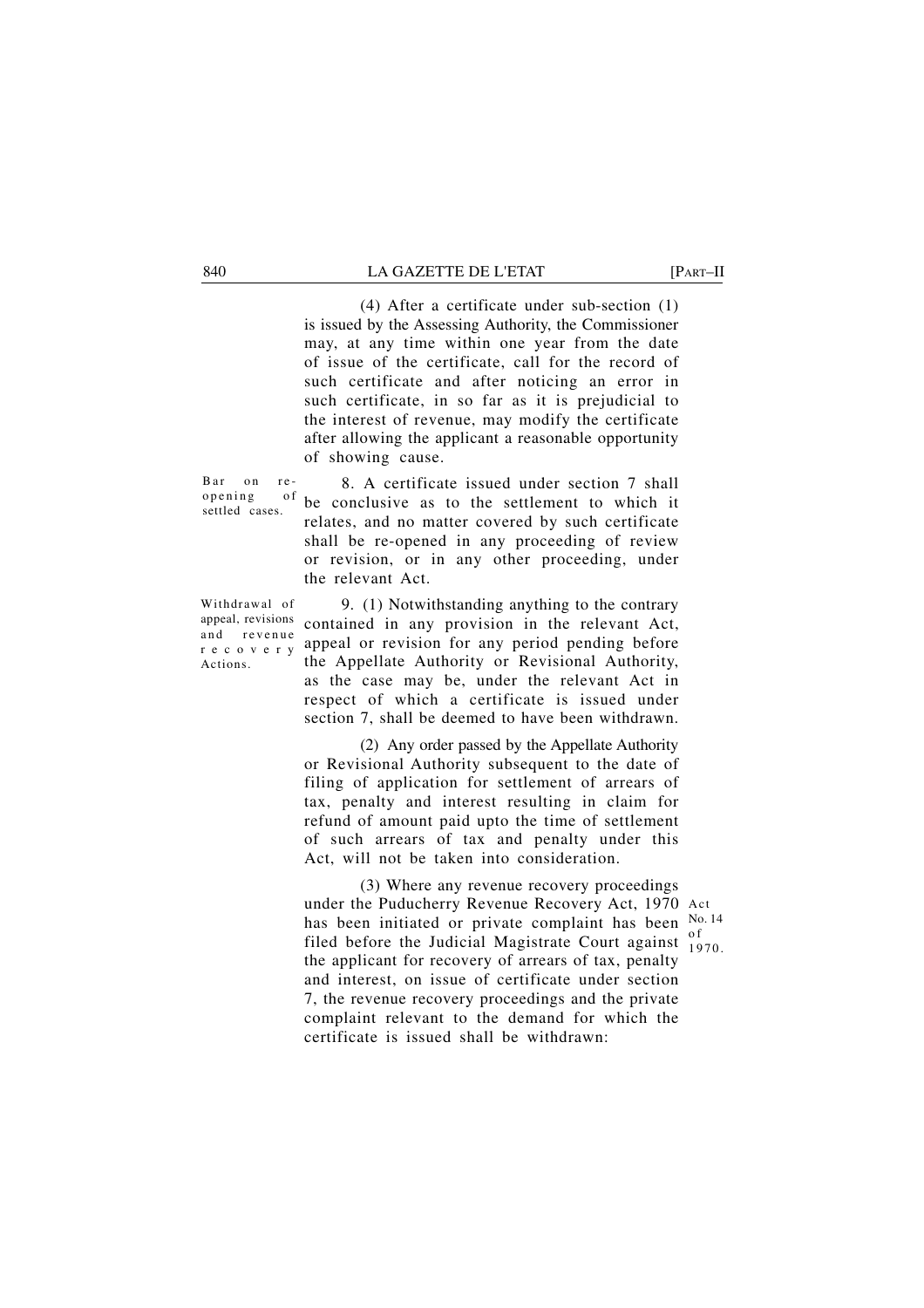(4) After a certificate under sub-section (1) is issued by the Assessing Authority, the Commissioner may, at any time within one year from the date of issue of the certificate, call for the record of such certificate and after noticing an error in such certificate, in so far as it is prejudicial to the interest of revenue, may modify the certificate after allowing the applicant a reasonable opportunity of showing cause.

*Bar on re-opening of settled cases.*

8. A certificate issued under section 7 shall be conclusive as to the settlement to which it relates, and no matter covered by such certificate shall be re-opened in any proceeding of review or revision, or in any other proceeding, under the relevant Act.

*Withdrawal of appeal, revisions and revenue recovery Actions.*

9. (1) Notwithstanding anything to the contrary contained in any provision in the relevant Act, appeal or revision for any period pending before the Appellate Authority or Revisional Authority, as the case may be, under the relevant Act in respect of which a certificate is issued under section 7, shall be deemed to have been withdrawn.

(2) Any order passed by the Appellate Authority or Revisional Authority subsequent to the date of filing of application for settlement of arrears of tax, penalty and interest resulting in claim for refund of amount paid upto the time of settlement of such arrears of tax and penalty under this Act, will not be taken into consideration.

(3) Where any revenue recovery proceedings under the Puducherry Revenue Recovery Act, 1970 has been initiated or private complaint has been filed before the Judicial Magistrate Court against the applicant for recovery of arrears of tax, penalty and interest, on issue of certificate under section 7, the revenue recovery proceedings and the private complaint relevant to the demand for which the certificate is issued shall be withdrawn:

*Act No. 14 of 1970.*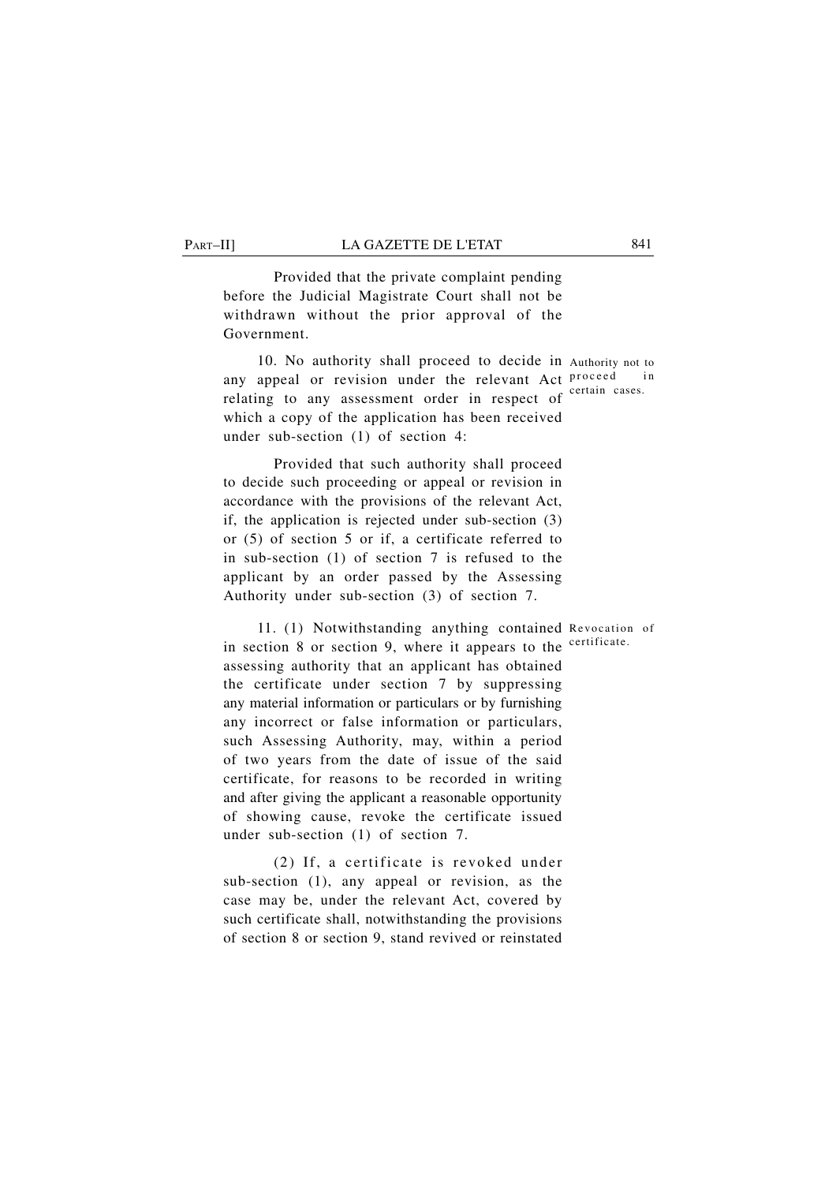Provided that the private complaint pending before the Judicial Magistrate Court shall not be withdrawn without the prior approval of the Government.

**Authority not to proceed in certain cases.**

10. No authority shall proceed to decide in any appeal or revision under the relevant Act relating to any assessment order in respect of which a copy of the application has been received under sub-section (1) of section 4:

Provided that such authority shall proceed to decide such proceeding or appeal or revision in accordance with the provisions of the relevant Act, if, the application is rejected under sub-section (3) or (5) of section 5 or if, a certificate referred to in sub-section (1) of section 7 is refused to the applicant by an order passed by the Assessing Authority under sub-section (3) of section 7.

**Revocation of certificate.**

11. (1) Notwithstanding anything contained in section 8 or section 9, where it appears to the assessing authority that an applicant has obtained the certificate under section 7 by suppressing any material information or particulars or by furnishing any incorrect or false information or particulars, such Assessing Authority, may, within a period of two years from the date of issue of the said certificate, for reasons to be recorded in writing and after giving the applicant a reasonable opportunity of showing cause, revoke the certificate issued under sub-section (1) of section 7.

(2) If, a certificate is revoked under sub-section (1), any appeal or revision, as the case may be, under the relevant Act, covered by such certificate shall, notwithstanding the provisions of section 8 or section 9, stand revived or reinstated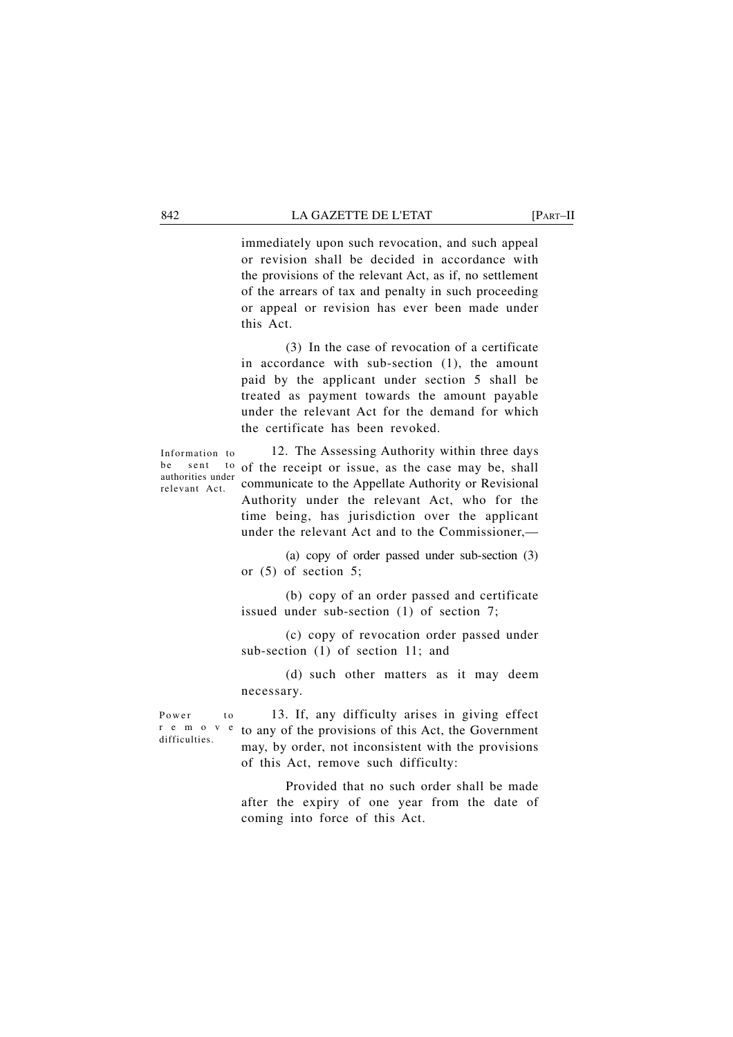immediately upon such revocation, and such appeal or revision shall be decided in accordance with the provisions of the relevant Act, as if, no settlement of the arrears of tax and penalty in such proceeding or appeal or revision has ever been made under this Act.

(3) In the case of revocation of a certificate in accordance with sub-section (1), the amount paid by the applicant under section 5 shall be treated as payment towards the amount payable under the relevant Act for the demand for which the certificate has been revoked.

**Information to be sent to authorities under relevant Act.**

12. The Assessing Authority within three days of the receipt or issue, as the case may be, shall communicate to the Appellate Authority or Revisional Authority under the relevant Act, who for the time being, has jurisdiction over the applicant under the relevant Act and to the Commissioner,—

(a) copy of order passed under sub-section (3) or (5) of section 5;

(b) copy of an order passed and certificate issued under sub-section (1) of section 7;

(c) copy of revocation order passed under sub-section (1) of section 11; and

(d) such other matters as it may deem necessary.

**Power to remove difficulties.**

13. If, any difficulty arises in giving effect to any of the provisions of this Act, the Government may, by order, not inconsistent with the provisions of this Act, remove such difficulty:

Provided that no such order shall be made after the expiry of one year from the date of coming into force of this Act.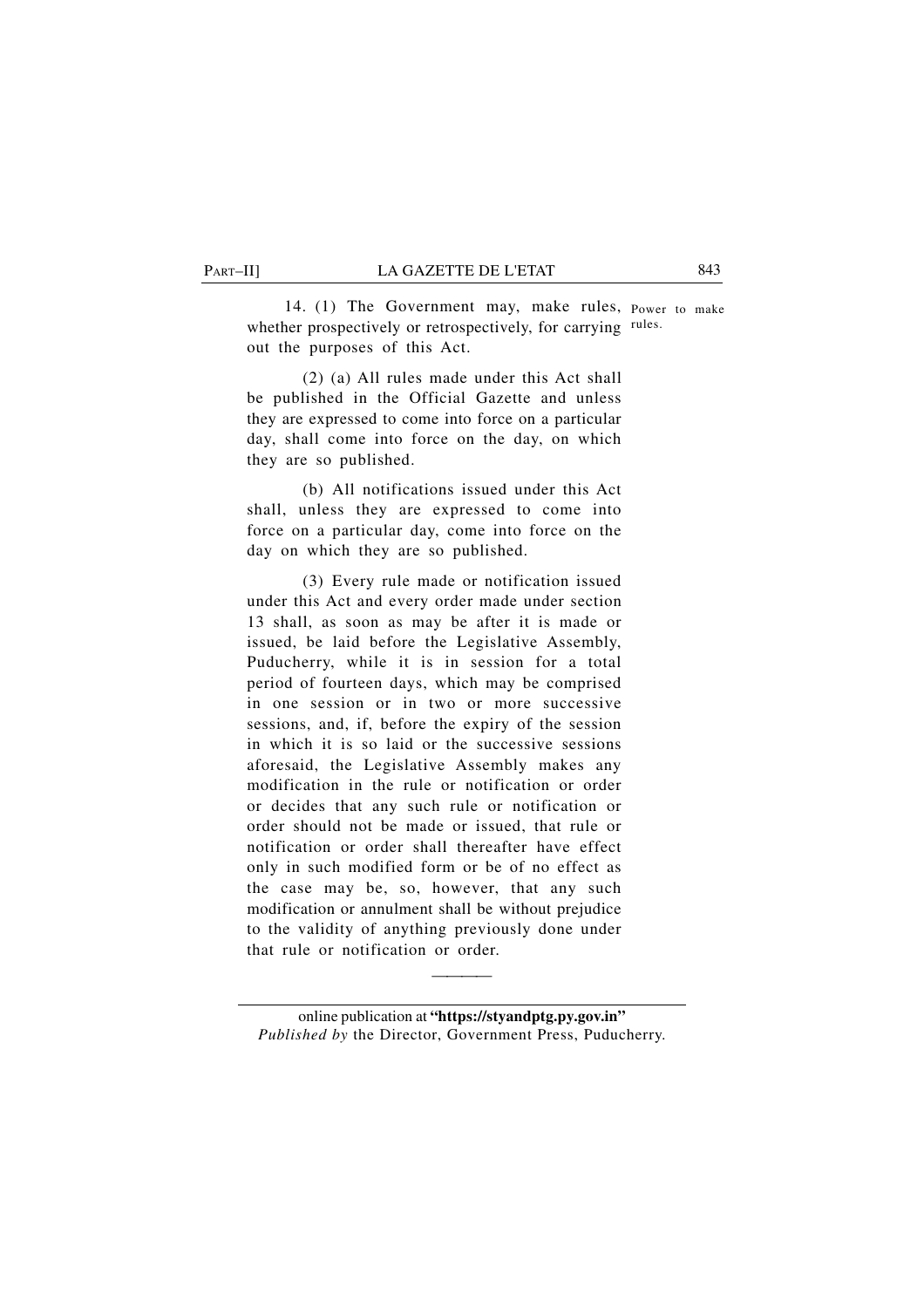14. (1) The Government may, make rules, whether prospectively or retrospectively, for carrying out the purposes of this Act.

Power to make rules.

(2) (a) All rules made under this Act shall be published in the Official Gazette and unless they are expressed to come into force on a particular day, shall come into force on the day, on which they are so published.

(b) All notifications issued under this Act shall, unless they are expressed to come into force on a particular day, come into force on the day on which they are so published.

(3) Every rule made or notification issued under this Act and every order made under section 13 shall, as soon as may be after it is made or issued, be laid before the Legislative Assembly, Puducherry, while it is in session for a total period of fourteen days, which may be comprised in one session or in two or more successive sessions, and, if, before the expiry of the session in which it is so laid or the successive sessions aforesaid, the Legislative Assembly makes any modification in the rule or notification or order or decides that any such rule or notification or order should not be made or issued, that rule or notification or order shall thereafter have effect only in such modified form or be of no effect as the case may be, so, however, that any such modification or annulment shall be without prejudice to the validity of anything previously done under that rule or notification or order.

———

online publication at **"https://styandptg.py.gov.in"**

*Published by* the Director, Government Press, Puducherry.